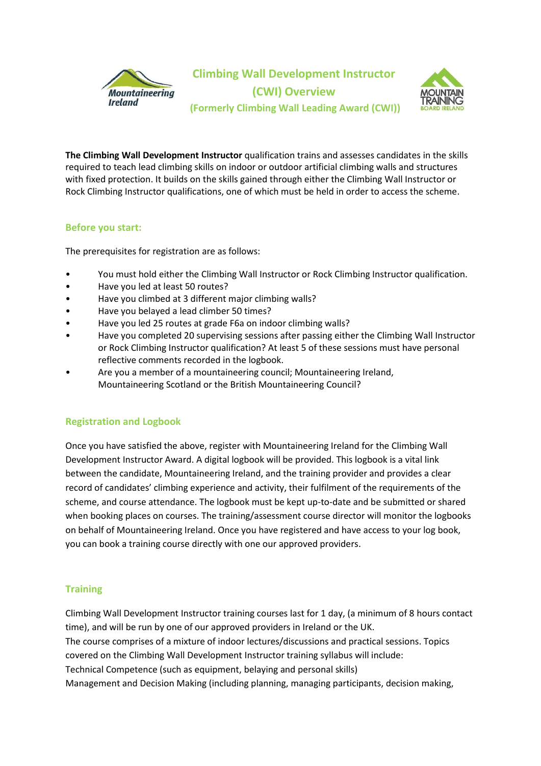# Climbing Wall Development Instructor (CWI) Overview

## (Formerly Climbing Wall Leading Award (CWI))

**The Climbing Wall Development Instructor** qualification trains and assesses candidates in the skills required to teach lead climbing skills on indoor or outdoor artificial climbing walls and structures with fixed protection. It builds on the skills gained through either the Climbing Wall Instructor or Rock Climbing Instructor qualifications, one of which must be held in order to access the scheme.

## Before you start:

The prerequisites for registration are as follows:

- You must hold either the Climbing Wall Instructor or Rock Climbing Instructor qualification.
- Have you led at least 50 routes?
- Have you climbed at 3 different major climbing walls?
- Have you belayed a lead climber 50 times?
- Have you led 25 routes at grade F6a on indoor climbing walls?
- Have you completed 20 supervising sessions after passing either the Climbing Wall Instructor or Rock Climbing Instructor qualification? At least 5 of these sessions must have personal reflective comments recorded in the logbook.
- Are you a member of a mountaineering council; Mountaineering Ireland, Mountaineering Scotland or the British Mountaineering Council?

## Registration and Logbook

Once you have satisfied the above, register with Mountaineering Ireland for the Climbing Wall Development Instructor Award. A digital logbook will be provided. This logbook is a vital link between the candidate, Mountaineering Ireland, and the training provider and provides a clear record of candidates' climbing experience and activity, their fulfilment of the requirements of the scheme, and course attendance. The logbook must be kept up-to-date and be submitted or shared when booking places on courses. The training/assessment course director will monitor the logbooks on behalf of Mountaineering Ireland. Once you have registered and have access to your log book, you can book a training course directly with one our approved providers.

## Training

Climbing Wall Development Instructor training courses last for 1 day, (a minimum of 8 hours contact time), and will be run by one of our approved providers in Ireland or the UK.

The course comprises of a mixture of indoor lectures/discussions and practical sessions. Topics covered on the Climbing Wall Development Instructor training syllabus will include:

Technical Competence (such as equipment, belaying and personal skills)

Management and Decision Making (including planning, managing participants, decision making,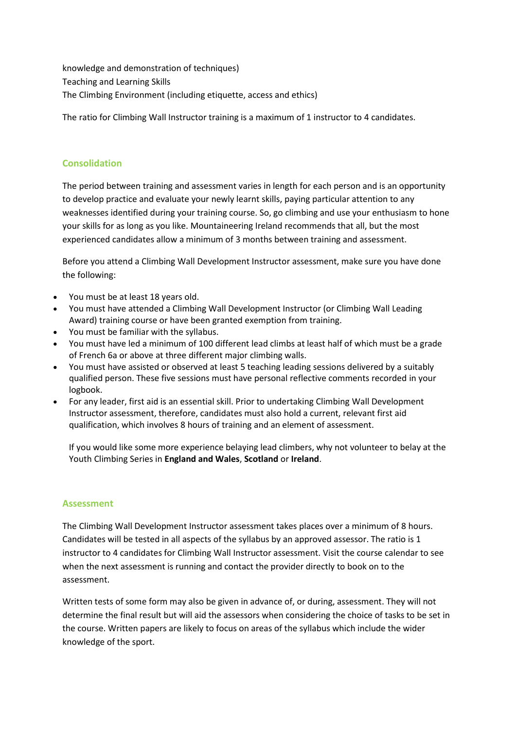knowledge and demonstration of techniques)
Teaching and Learning Skills
The Climbing Environment (including etiquette, access and ethics)

The ratio for Climbing Wall Instructor training is a maximum of 1 instructor to 4 candidates.

## Consolidation

The period between training and assessment varies in length for each person and is an opportunity to develop practice and evaluate your newly learnt skills, paying particular attention to any weaknesses identified during your training course. So, go climbing and use your enthusiasm to hone your skills for as long as you like. Mountaineering Ireland recommends that all, but the most experienced candidates allow a minimum of 3 months between training and assessment.

Before you attend a Climbing Wall Development Instructor assessment, make sure you have done the following:

- You must be at least 18 years old.
- You must have attended a Climbing Wall Development Instructor (or Climbing Wall Leading Award) training course or have been granted exemption from training.
- You must be familiar with the syllabus.
- You must have led a minimum of 100 different lead climbs at least half of which must be a grade of French 6a or above at three different major climbing walls.
- You must have assisted or observed at least 5 teaching leading sessions delivered by a suitably qualified person. These five sessions must have personal reflective comments recorded in your logbook.
- For any leader, first aid is an essential skill. Prior to undertaking Climbing Wall Development Instructor assessment, therefore, candidates must also hold a current, relevant first aid qualification, which involves 8 hours of training and an element of assessment.

  If you would like some more experience belaying lead climbers, why not volunteer to belay at the Youth Climbing Series in **England and Wales**, **Scotland** or **Ireland**.

## Assessment

The Climbing Wall Development Instructor assessment takes places over a minimum of 8 hours. Candidates will be tested in all aspects of the syllabus by an approved assessor. The ratio is 1 instructor to 4 candidates for Climbing Wall Instructor assessment. Visit the course calendar to see when the next assessment is running and contact the provider directly to book on to the assessment.

Written tests of some form may also be given in advance of, or during, assessment. They will not determine the final result but will aid the assessors when considering the choice of tasks to be set in the course. Written papers are likely to focus on areas of the syllabus which include the wider knowledge of the sport.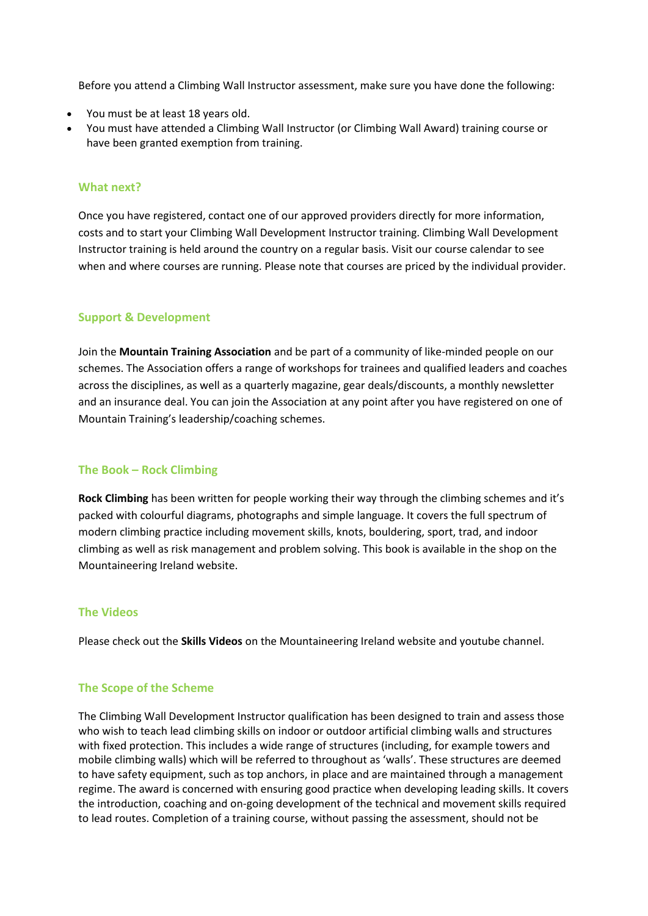Before you attend a Climbing Wall Instructor assessment, make sure you have done the following:

- You must be at least 18 years old.
- You must have attended a Climbing Wall Instructor (or Climbing Wall Award) training course or have been granted exemption from training.

## What next?

Once you have registered, contact one of our approved providers directly for more information, costs and to start your Climbing Wall Development Instructor training. Climbing Wall Development Instructor training is held around the country on a regular basis. Visit our course calendar to see when and where courses are running. Please note that courses are priced by the individual provider.

## Support & Development

Join the **Mountain Training Association** and be part of a community of like-minded people on our schemes. The Association offers a range of workshops for trainees and qualified leaders and coaches across the disciplines, as well as a quarterly magazine, gear deals/discounts, a monthly newsletter and an insurance deal. You can join the Association at any point after you have registered on one of Mountain Training's leadership/coaching schemes.

## The Book – Rock Climbing

**Rock Climbing** has been written for people working their way through the climbing schemes and it's packed with colourful diagrams, photographs and simple language. It covers the full spectrum of modern climbing practice including movement skills, knots, bouldering, sport, trad, and indoor climbing as well as risk management and problem solving. This book is available in the shop on the Mountaineering Ireland website.

## The Videos

Please check out the **Skills Videos** on the Mountaineering Ireland website and youtube channel.

## The Scope of the Scheme

The Climbing Wall Development Instructor qualification has been designed to train and assess those who wish to teach lead climbing skills on indoor or outdoor artificial climbing walls and structures with fixed protection. This includes a wide range of structures (including, for example towers and mobile climbing walls) which will be referred to throughout as 'walls'. These structures are deemed to have safety equipment, such as top anchors, in place and are maintained through a management regime. The award is concerned with ensuring good practice when developing leading skills. It covers the introduction, coaching and on-going development of the technical and movement skills required to lead routes. Completion of a training course, without passing the assessment, should not be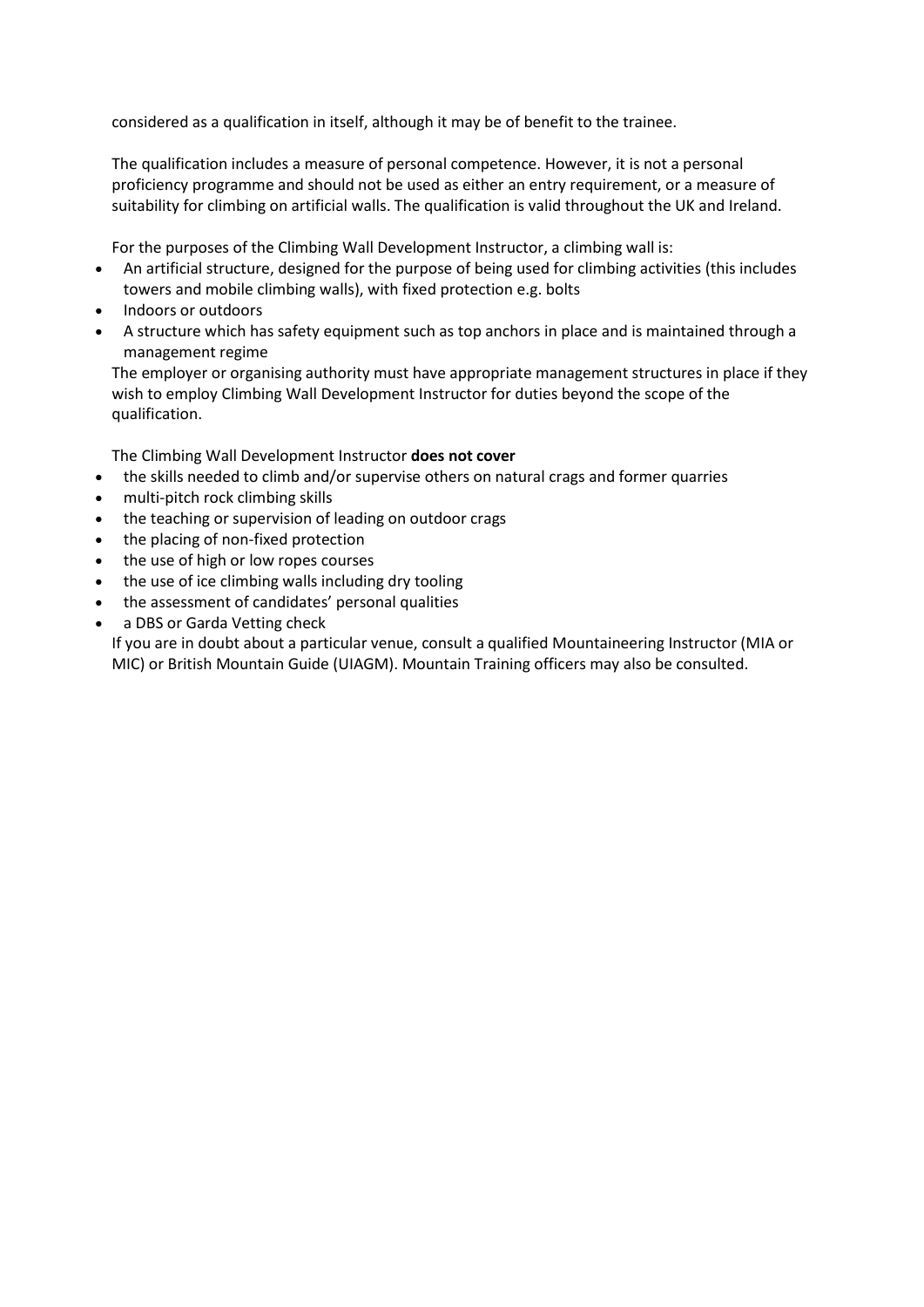considered as a qualification in itself, although it may be of benefit to the trainee.

The qualification includes a measure of personal competence. However, it is not a personal proficiency programme and should not be used as either an entry requirement, or a measure of suitability for climbing on artificial walls. The qualification is valid throughout the UK and Ireland.

For the purposes of the Climbing Wall Development Instructor, a climbing wall is:

- An artificial structure, designed for the purpose of being used for climbing activities (this includes towers and mobile climbing walls), with fixed protection e.g. bolts
- Indoors or outdoors
- A structure which has safety equipment such as top anchors in place and is maintained through a management regime

The employer or organising authority must have appropriate management structures in place if they wish to employ Climbing Wall Development Instructor for duties beyond the scope of the qualification.

The Climbing Wall Development Instructor **does not cover**

- the skills needed to climb and/or supervise others on natural crags and former quarries
- multi-pitch rock climbing skills
- the teaching or supervision of leading on outdoor crags
- the placing of non-fixed protection
- the use of high or low ropes courses
- the use of ice climbing walls including dry tooling
- the assessment of candidates' personal qualities
- a DBS or Garda Vetting check

If you are in doubt about a particular venue, consult a qualified Mountaineering Instructor (MIA or MIC) or British Mountain Guide (UIAGM). Mountain Training officers may also be consulted.